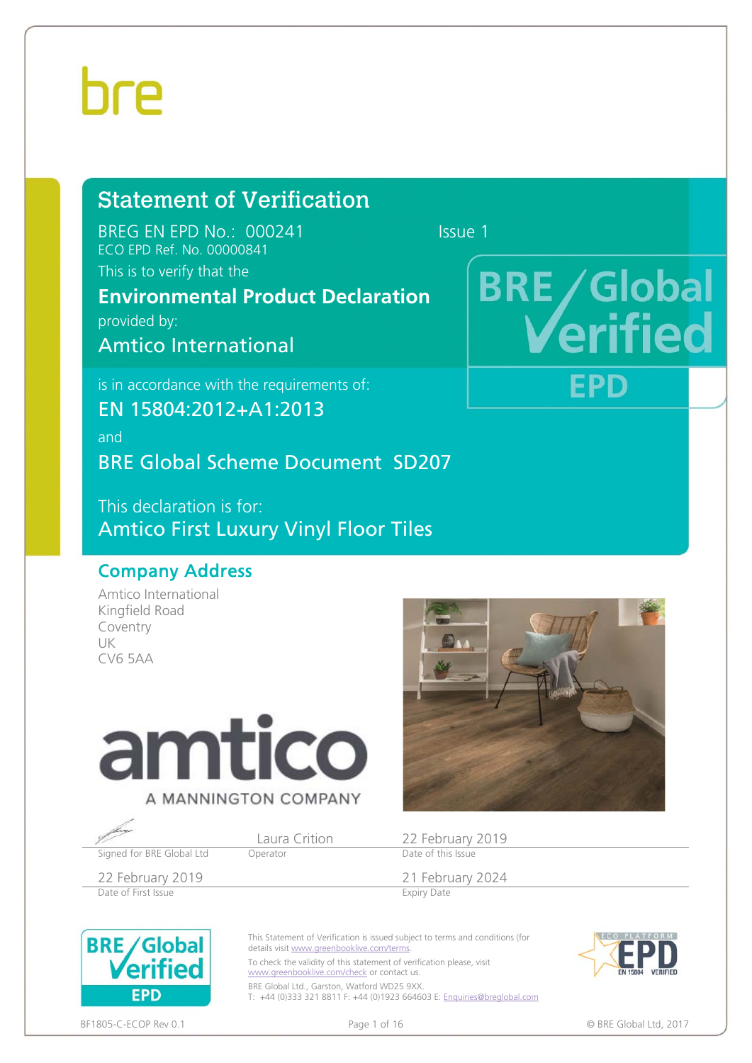bre

# Statement of Verification

BREG EN EPD No.: 000241 Issue 1

ECO EPD Ref. No. 00000841

This is to verify that the

**Environmental Product Declaration**

provided by:

Amtico International

BRE Global Verified EPD

is in accordance with the requirements of:

EN 15804:2012+A1:2013

and

BRE Global Scheme Document SD207

This declaration is for:

Amtico First Luxury Vinyl Floor Tiles

## Company Address

Amtico International
Kingfield Road
Coventry
UK
CV6 5AA

amtico
A MANNINGTON COMPANY

| | Laura Crition | 22 February 2019 |
|---|---|---|
| Signed for BRE Global Ltd | Operator | Date of this Issue |
| 22 February 2019 | | 21 February 2024 |
| Date of First Issue | | Expiry Date |

BRE Global Verified EPD

This Statement of Verification is issued subject to terms and conditions (for details visit www.greenbooklive.com/terms.

To check the validity of this statement of verification please, visit www.greenbooklive.com/check or contact us.

BRE Global Ltd., Garston, Watford WD25 9XX.
T: +44 (0)333 321 8811 F: +44 (0)1923 664603 E: Enquiries@breglobal.com

ECO PLATFORM EPD EN 15804 VERIFIED

BF1805-C-ECOP Rev 0.1 © BRE Global Ltd, 2017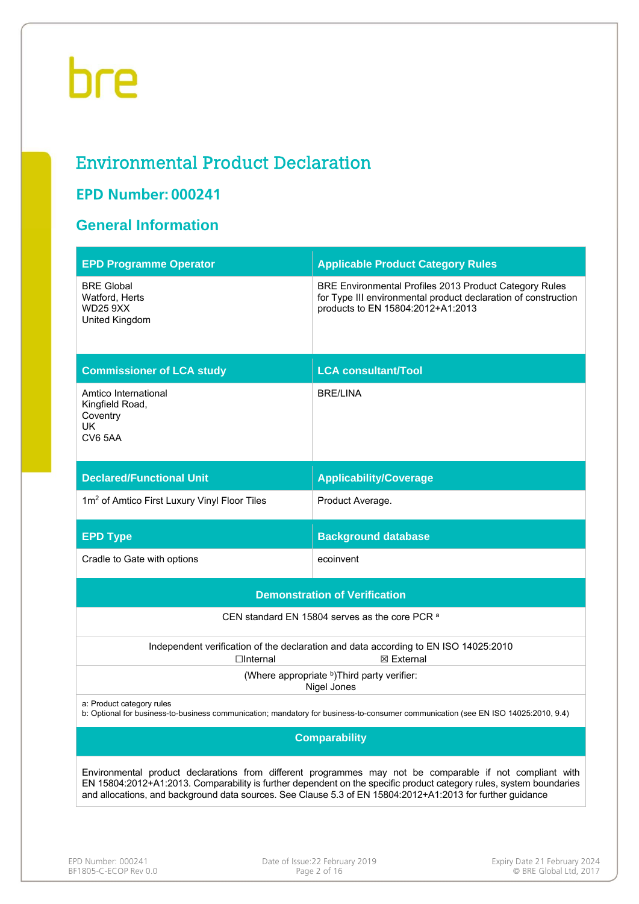# Environmental Product Declaration

## EPD Number: 000241

## General Information

| EPD Programme Operator | Applicable Product Category Rules |
|---|---|
| BRE Global<br>Watford, Herts<br>WD25 9XX<br>United Kingdom | BRE Environmental Profiles 2013 Product Category Rules for Type III environmental product declaration of construction products to EN 15804:2012+A1:2013 |
| **Commissioner of LCA study** | **LCA consultant/Tool** |
| Amtico International<br>Kingfield Road,<br>Coventry<br>UK<br>CV6 5AA | BRE/LINA |
| **Declared/Functional Unit** | **Applicability/Coverage** |
| 1m$^2$ of Amtico First Luxury Vinyl Floor Tiles | Product Average. |
| **EPD Type** | **Background database** |
| Cradle to Gate with options | ecoinvent |

| Demonstration of Verification |
|---|
| CEN standard EN 15804 serves as the core PCR [a] |
| Independent verification of the declaration and data according to EN ISO 14025:2010<br>☐Internal ☒ External |
| (Where appropriate [b])Third party verifier:<br>Nigel Jones |
| a: Product category rules<br>b: Optional for business-to-business communication; mandatory for business-to-consumer communication (see EN ISO 14025:2010, 9.4) |

| Comparability |
|---|
| Environmental product declarations from different programmes may not be comparable if not compliant with EN 15804:2012+A1:2013. Comparability is further dependent on the specific product category rules, system boundaries and allocations, and background data sources. See Clause 5.3 of EN 15804:2012+A1:2013 for further guidance |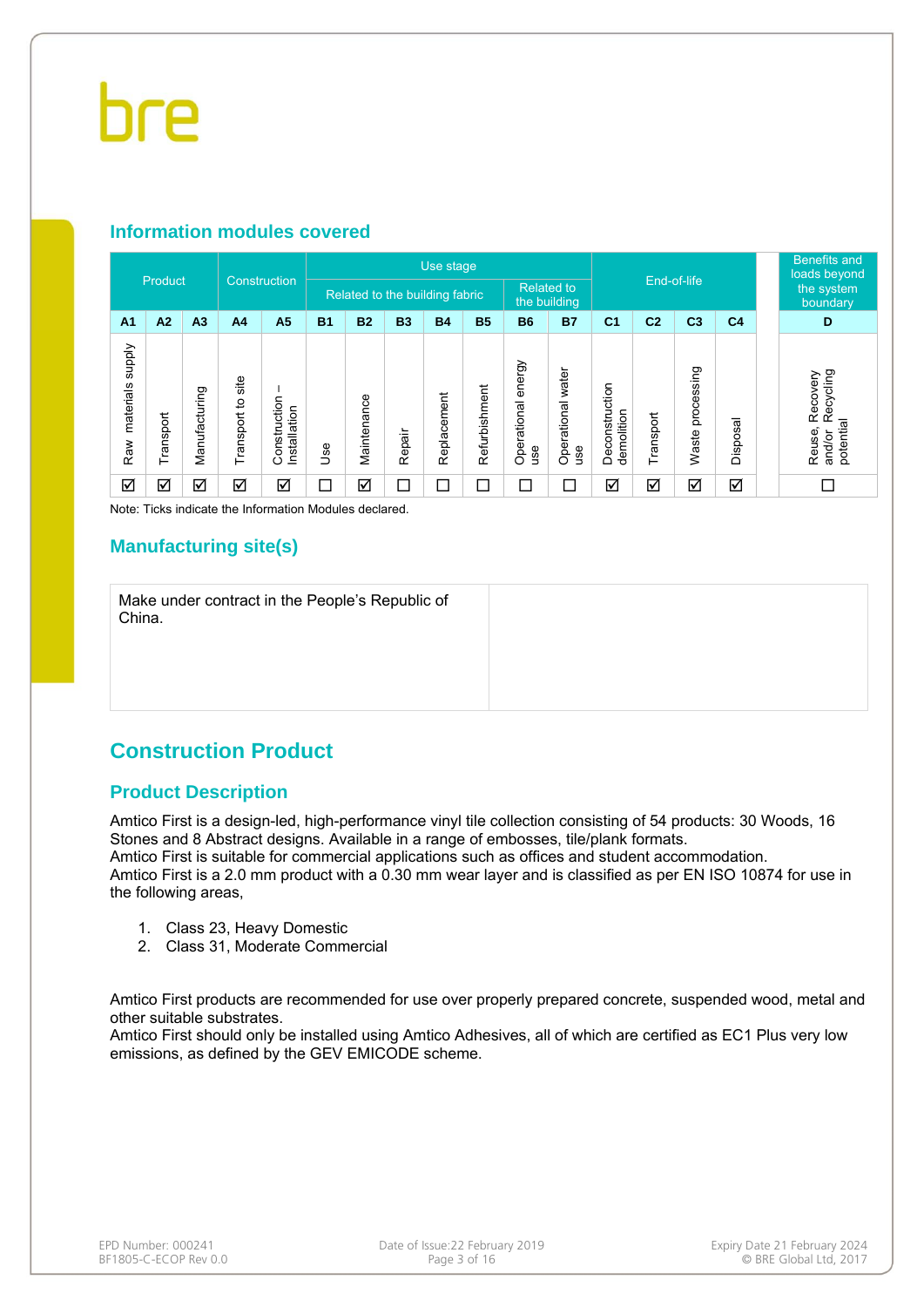## Information modules covered

| Product | | | Construction | | Use stage | | | | | | | End-of-life | | | | Benefits and loads beyond the system boundary |
|---|---|---|---|---|---|---|---|---|---|---|---|---|---|---|---|---|
| | | | | | Related to the building fabric | | | | | Related to the building | | | | | | |
| A1 | A2 | A3 | A4 | A5 | B1 | B2 | B3 | B4 | B5 | B6 | B7 | C1 | C2 | C3 | C4 | D |
| Raw materials supply | Transport | Manufacturing | Transport to site | Construction – Installation | Use | Maintenance | Repair | Replacement | Refurbishment | Operational energy use | Operational water use | Deconstruction demolition | Transport | Waste processing | Disposal | Reuse, Recovery and/or Recycling potential |
| ☑ | ☑ | ☑ | ☑ | ☑ | ☐ | ☑ | ☐ | ☐ | ☐ | ☐ | ☐ | ☑ | ☑ | ☑ | ☑ | ☐ |

Note: Ticks indicate the Information Modules declared.

## Manufacturing site(s)

Make under contract in the People's Republic of China.

# Construction Product

## Product Description

Amtico First is a design-led, high-performance vinyl tile collection consisting of 54 products: 30 Woods, 16 Stones and 8 Abstract designs. Available in a range of embosses, tile/plank formats.
Amtico First is suitable for commercial applications such as offices and student accommodation.
Amtico First is a 2.0 mm product with a 0.30 mm wear layer and is classified as per EN ISO 10874 for use in the following areas,

1. Class 23, Heavy Domestic
2. Class 31, Moderate Commercial

Amtico First products are recommended for use over properly prepared concrete, suspended wood, metal and other suitable substrates.
Amtico First should only be installed using Amtico Adhesives, all of which are certified as EC1 Plus very low emissions, as defined by the GEV EMICODE scheme.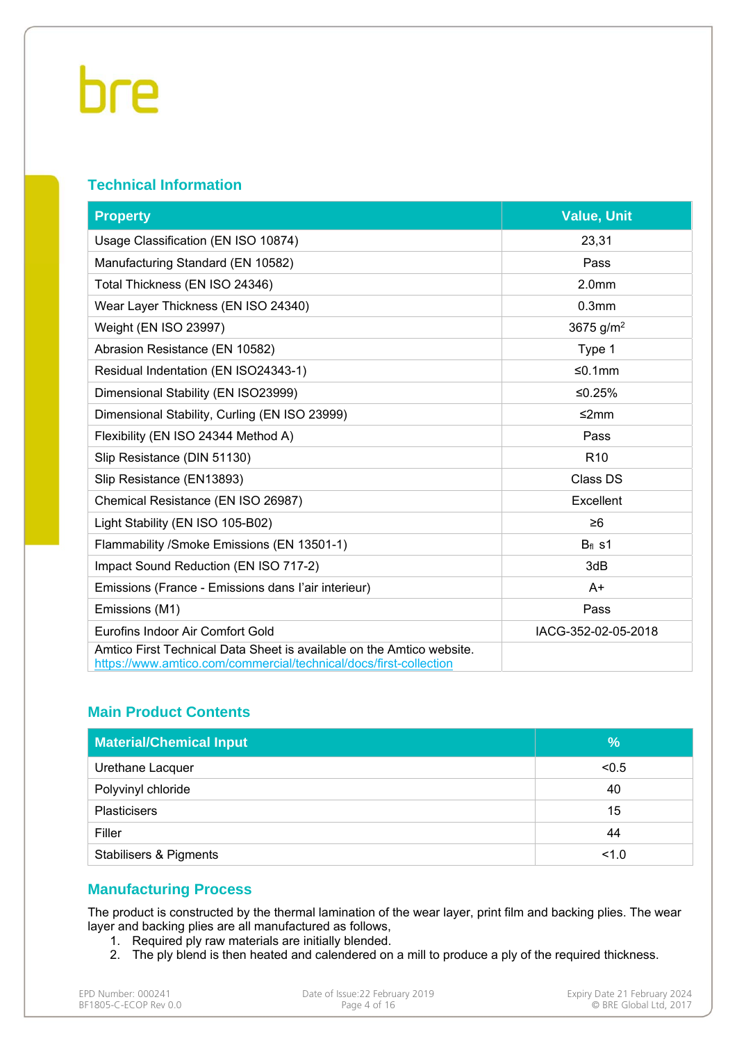## Technical Information

| Property | Value, Unit |
|---|---|
| Usage Classification (EN ISO 10874) | 23,31 |
| Manufacturing Standard (EN 10582) | Pass |
| Total Thickness (EN ISO 24346) | 2.0mm |
| Wear Layer Thickness (EN ISO 24340) | 0.3mm |
| Weight (EN ISO 23997) | 3675 g/m$^2$ |
| Abrasion Resistance (EN 10582) | Type 1 |
| Residual Indentation (EN ISO24343-1) | ≤0.1mm |
| Dimensional Stability (EN ISO23999) | ≤0.25% |
| Dimensional Stability, Curling (EN ISO 23999) | ≤2mm |
| Flexibility (EN ISO 24344 Method A) | Pass |
| Slip Resistance (DIN 51130) | R10 |
| Slip Resistance (EN13893) | Class DS |
| Chemical Resistance (EN ISO 26987) | Excellent |
| Light Stability (EN ISO 105-B02) | ≥6 |
| Flammability /Smoke Emissions (EN 13501-1) | $B_{fl}$ s1 |
| Impact Sound Reduction (EN ISO 717-2) | 3dB |
| Emissions (France - Emissions dans l'air interieur) | A+ |
| Emissions (M1) | Pass |
| Eurofins Indoor Air Comfort Gold | IACG-352-02-05-2018 |
| Amtico First Technical Data Sheet is available on the Amtico website. https://www.amtico.com/commercial/technical/docs/first-collection | |

## Main Product Contents

| Material/Chemical Input | % |
|---|---|
| Urethane Lacquer | <0.5 |
| Polyvinyl chloride | 40 |
| Plasticisers | 15 |
| Filler | 44 |
| Stabilisers & Pigments | <1.0 |

## Manufacturing Process

The product is constructed by the thermal lamination of the wear layer, print film and backing plies. The wear layer and backing plies are all manufactured as follows,

1. Required ply raw materials are initially blended.
2. The ply blend is then heated and calendered on a mill to produce a ply of the required thickness.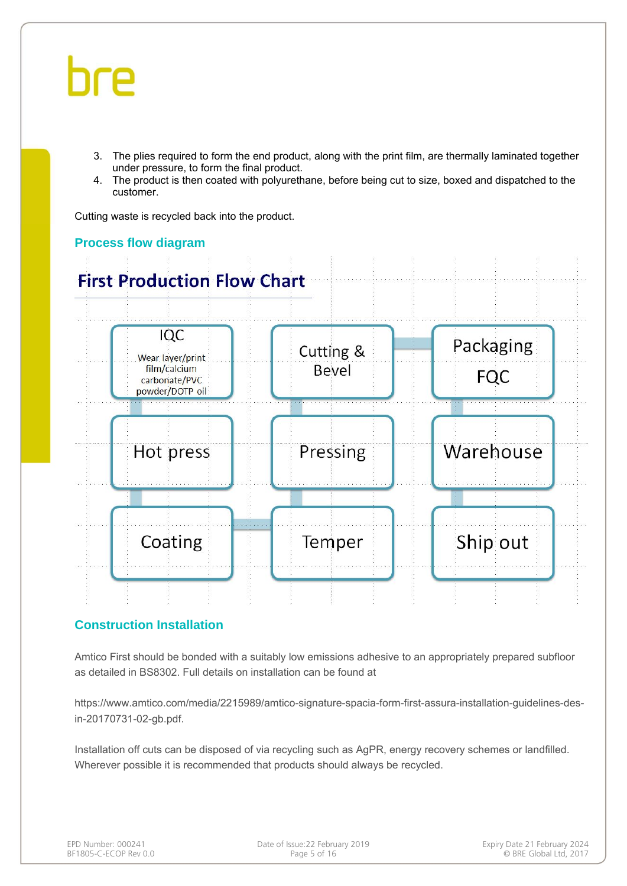3. The plies required to form the end product, along with the print film, are thermally laminated together under pressure, to form the final product.
4. The product is then coated with polyurethane, before being cut to size, boxed and dispatched to the customer.

Cutting waste is recycled back into the product.

## Process flow diagram

### First Production Flow Chart

- IQC: Wear layer/print film/calcium carbonate/PVC powder/DOTP oil
- Hot press
- Coating
- Temper
- Pressing
- Cutting & Bevel
- Packaging FQC
- Warehouse
- Ship out

## Construction Installation

Amtico First should be bonded with a suitably low emissions adhesive to an appropriately prepared subfloor as detailed in BS8302. Full details on installation can be found at

https://www.amtico.com/media/2215989/amtico-signature-spacia-form-first-assura-installation-guidelines-des-in-20170731-02-gb.pdf.

Installation off cuts can be disposed of via recycling such as AgPR, energy recovery schemes or landfilled. Wherever possible it is recommended that products should always be recycled.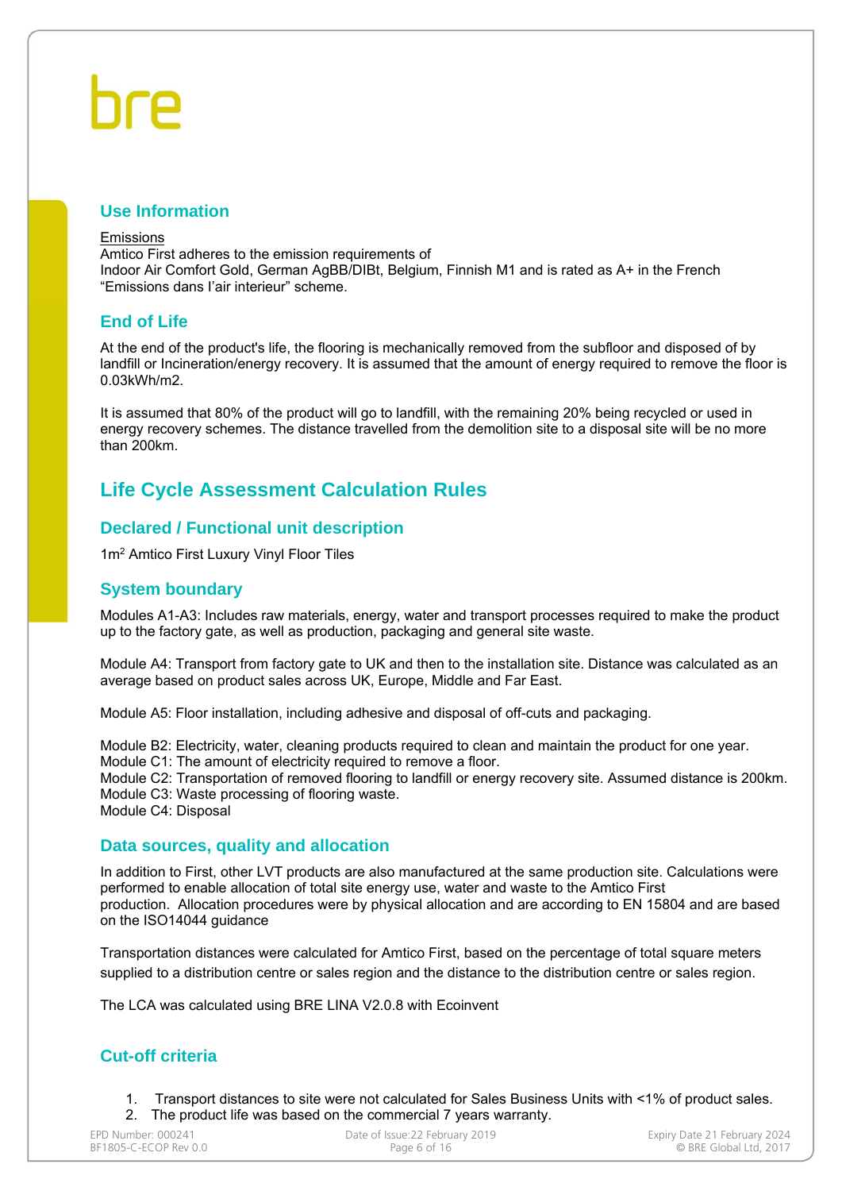## Use Information

Emissions
Amtico First adheres to the emission requirements of
Indoor Air Comfort Gold, German AgBB/DIBt, Belgium, Finnish M1 and is rated as A+ in the French "Emissions dans l'air interieur" scheme.

## End of Life

At the end of the product's life, the flooring is mechanically removed from the subfloor and disposed of by landfill or Incineration/energy recovery. It is assumed that the amount of energy required to remove the floor is 0.03kWh/m2.

It is assumed that 80% of the product will go to landfill, with the remaining 20% being recycled or used in energy recovery schemes. The distance travelled from the demolition site to a disposal site will be no more than 200km.

# Life Cycle Assessment Calculation Rules

## Declared / Functional unit description

1m$^2$ Amtico First Luxury Vinyl Floor Tiles

## System boundary

Modules A1-A3: Includes raw materials, energy, water and transport processes required to make the product up to the factory gate, as well as production, packaging and general site waste.

Module A4: Transport from factory gate to UK and then to the installation site. Distance was calculated as an average based on product sales across UK, Europe, Middle and Far East.

Module A5: Floor installation, including adhesive and disposal of off-cuts and packaging.

Module B2: Electricity, water, cleaning products required to clean and maintain the product for one year.
Module C1: The amount of electricity required to remove a floor.
Module C2: Transportation of removed flooring to landfill or energy recovery site. Assumed distance is 200km.
Module C3: Waste processing of flooring waste.
Module C4: Disposal

## Data sources, quality and allocation

In addition to First, other LVT products are also manufactured at the same production site. Calculations were performed to enable allocation of total site energy use, water and waste to the Amtico First production. Allocation procedures were by physical allocation and are according to EN 15804 and are based on the ISO14044 guidance

Transportation distances were calculated for Amtico First, based on the percentage of total square meters supplied to a distribution centre or sales region and the distance to the distribution centre or sales region.

The LCA was calculated using BRE LINA V2.0.8 with Ecoinvent

## Cut-off criteria

1. Transport distances to site were not calculated for Sales Business Units with <1% of product sales.
2. The product life was based on the commercial 7 years warranty.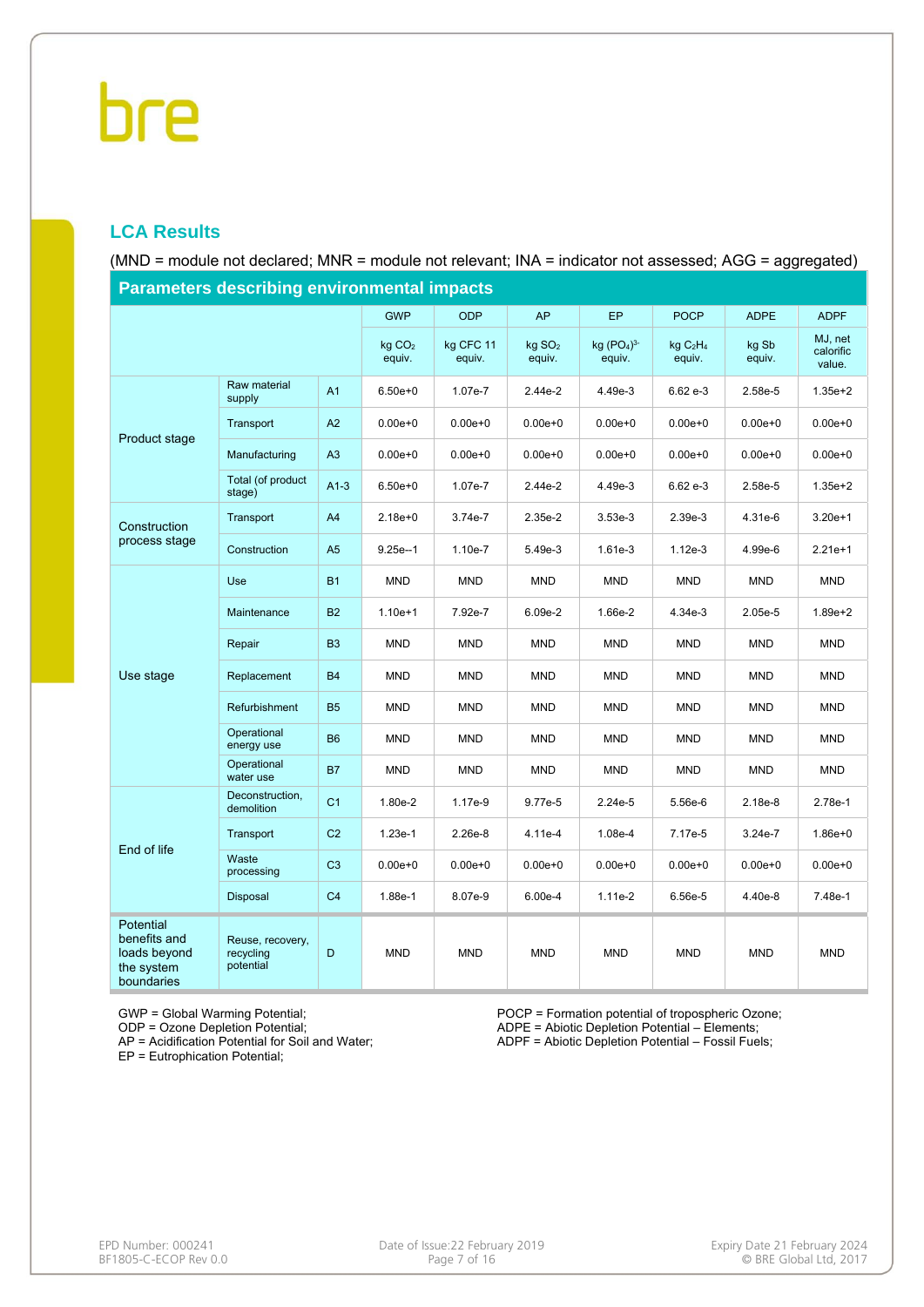## LCA Results

(MND = module not declared; MNR = module not relevant; INA = indicator not assessed; AGG = aggregated)

| Parameters describing environmental impacts | | | | | | | | | |
|---|---|---|---|---|---|---|---|---|---|
| | | | GWP | ODP | AP | EP | POCP | ADPE | ADPF |
| | | | kg $CO_2$ equiv. | kg CFC 11 equiv. | kg $SO_2$ equiv. | kg $(PO_4)^{3-}$ equiv. | kg $C_2H_4$ equiv. | kg Sb equiv. | MJ, net calorific value. |
| Product stage | Raw material supply | A1 | 6.50e+0 | 1.07e-7 | 2.44e-2 | 4.49e-3 | 6.62 e-3 | 2.58e-5 | 1.35e+2 |
| | Transport | A2 | 0.00e+0 | 0.00e+0 | 0.00e+0 | 0.00e+0 | 0.00e+0 | 0.00e+0 | 0.00e+0 |
| | Manufacturing | A3 | 0.00e+0 | 0.00e+0 | 0.00e+0 | 0.00e+0 | 0.00e+0 | 0.00e+0 | 0.00e+0 |
| | Total (of product stage) | A1-3 | 6.50e+0 | 1.07e-7 | 2.44e-2 | 4.49e-3 | 6.62 e-3 | 2.58e-5 | 1.35e+2 |
| Construction process stage | Transport | A4 | 2.18e+0 | 3.74e-7 | 2.35e-2 | 3.53e-3 | 2.39e-3 | 4.31e-6 | 3.20e+1 |
| | Construction | A5 | 9.25e--1 | 1.10e-7 | 5.49e-3 | 1.61e-3 | 1.12e-3 | 4.99e-6 | 2.21e+1 |
| Use stage | Use | B1 | MND | MND | MND | MND | MND | MND | MND |
| | Maintenance | B2 | 1.10e+1 | 7.92e-7 | 6.09e-2 | 1.66e-2 | 4.34e-3 | 2.05e-5 | 1.89e+2 |
| | Repair | B3 | MND | MND | MND | MND | MND | MND | MND |
| | Replacement | B4 | MND | MND | MND | MND | MND | MND | MND |
| | Refurbishment | B5 | MND | MND | MND | MND | MND | MND | MND |
| | Operational energy use | B6 | MND | MND | MND | MND | MND | MND | MND |
| | Operational water use | B7 | MND | MND | MND | MND | MND | MND | MND |
| End of life | Deconstruction, demolition | C1 | 1.80e-2 | 1.17e-9 | 9.77e-5 | 2.24e-5 | 5.56e-6 | 2.18e-8 | 2.78e-1 |
| | Transport | C2 | 1.23e-1 | 2.26e-8 | 4.11e-4 | 1.08e-4 | 7.17e-5 | 3.24e-7 | 1.86e+0 |
| | Waste processing | C3 | 0.00e+0 | 0.00e+0 | 0.00e+0 | 0.00e+0 | 0.00e+0 | 0.00e+0 | 0.00e+0 |
| | Disposal | C4 | 1.88e-1 | 8.07e-9 | 6.00e-4 | 1.11e-2 | 6.56e-5 | 4.40e-8 | 7.48e-1 |
| Potential benefits and loads beyond the system boundaries | Reuse, recovery, recycling potential | D | MND | MND | MND | MND | MND | MND | MND |

GWP = Global Warming Potential;
ODP = Ozone Depletion Potential;
AP = Acidification Potential for Soil and Water;
EP = Eutrophication Potential;
POCP = Formation potential of tropospheric Ozone;
ADPE = Abiotic Depletion Potential – Elements;
ADPF = Abiotic Depletion Potential – Fossil Fuels;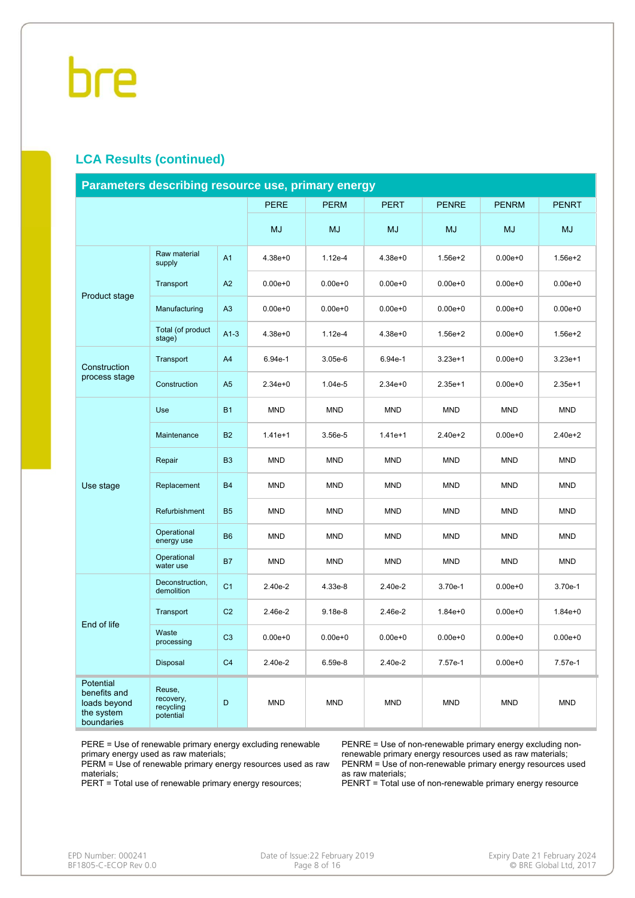## LCA Results (continued)

| Parameters describing resource use, primary energy | | | PERE | PERM | PERT | PENRE | PENRM | PENRT |
|---|---|---|---|---|---|---|---|---|
| | | | MJ | MJ | MJ | MJ | MJ | MJ |
| Product stage | Raw material supply | A1 | 4.38e+0 | 1.12e-4 | 4.38e+0 | 1.56e+2 | 0.00e+0 | 1.56e+2 |
| | Transport | A2 | 0.00e+0 | 0.00e+0 | 0.00e+0 | 0.00e+0 | 0.00e+0 | 0.00e+0 |
| | Manufacturing | A3 | 0.00e+0 | 0.00e+0 | 0.00e+0 | 0.00e+0 | 0.00e+0 | 0.00e+0 |
| | Total (of product stage) | A1-3 | 4.38e+0 | 1.12e-4 | 4.38e+0 | 1.56e+2 | 0.00e+0 | 1.56e+2 |
| Construction process stage | Transport | A4 | 6.94e-1 | 3.05e-6 | 6.94e-1 | 3.23e+1 | 0.00e+0 | 3.23e+1 |
| | Construction | A5 | 2.34e+0 | 1.04e-5 | 2.34e+0 | 2.35e+1 | 0.00e+0 | 2.35e+1 |
| Use stage | Use | B1 | MND | MND | MND | MND | MND | MND |
| | Maintenance | B2 | 1.41e+1 | 3.56e-5 | 1.41e+1 | 2.40e+2 | 0.00e+0 | 2.40e+2 |
| | Repair | B3 | MND | MND | MND | MND | MND | MND |
| | Replacement | B4 | MND | MND | MND | MND | MND | MND |
| | Refurbishment | B5 | MND | MND | MND | MND | MND | MND |
| | Operational energy use | B6 | MND | MND | MND | MND | MND | MND |
| | Operational water use | B7 | MND | MND | MND | MND | MND | MND |
| End of life | Deconstruction, demolition | C1 | 2.40e-2 | 4.33e-8 | 2.40e-2 | 3.70e-1 | 0.00e+0 | 3.70e-1 |
| | Transport | C2 | 2.46e-2 | 9.18e-8 | 2.46e-2 | 1.84e+0 | 0.00e+0 | 1.84e+0 |
| | Waste processing | C3 | 0.00e+0 | 0.00e+0 | 0.00e+0 | 0.00e+0 | 0.00e+0 | 0.00e+0 |
| | Disposal | C4 | 2.40e-2 | 6.59e-8 | 2.40e-2 | 7.57e-1 | 0.00e+0 | 7.57e-1 |
| Potential benefits and loads beyond the system boundaries | Reuse, recovery, recycling potential | D | MND | MND | MND | MND | MND | MND |

PERE = Use of renewable primary energy excluding renewable primary energy used as raw materials;
PERM = Use of renewable primary energy resources used as raw materials;
PERT = Total use of renewable primary energy resources;
PENRE = Use of non-renewable primary energy excluding non-renewable primary energy resources used as raw materials;
PENRM = Use of non-renewable primary energy resources used as raw materials;
PENRT = Total use of non-renewable primary energy resource

EPD Number: 000241
BF1805-C-ECOP Rev 0.0

Date of Issue:22 February 2019

Expiry Date 21 February 2024
© BRE Global Ltd, 2017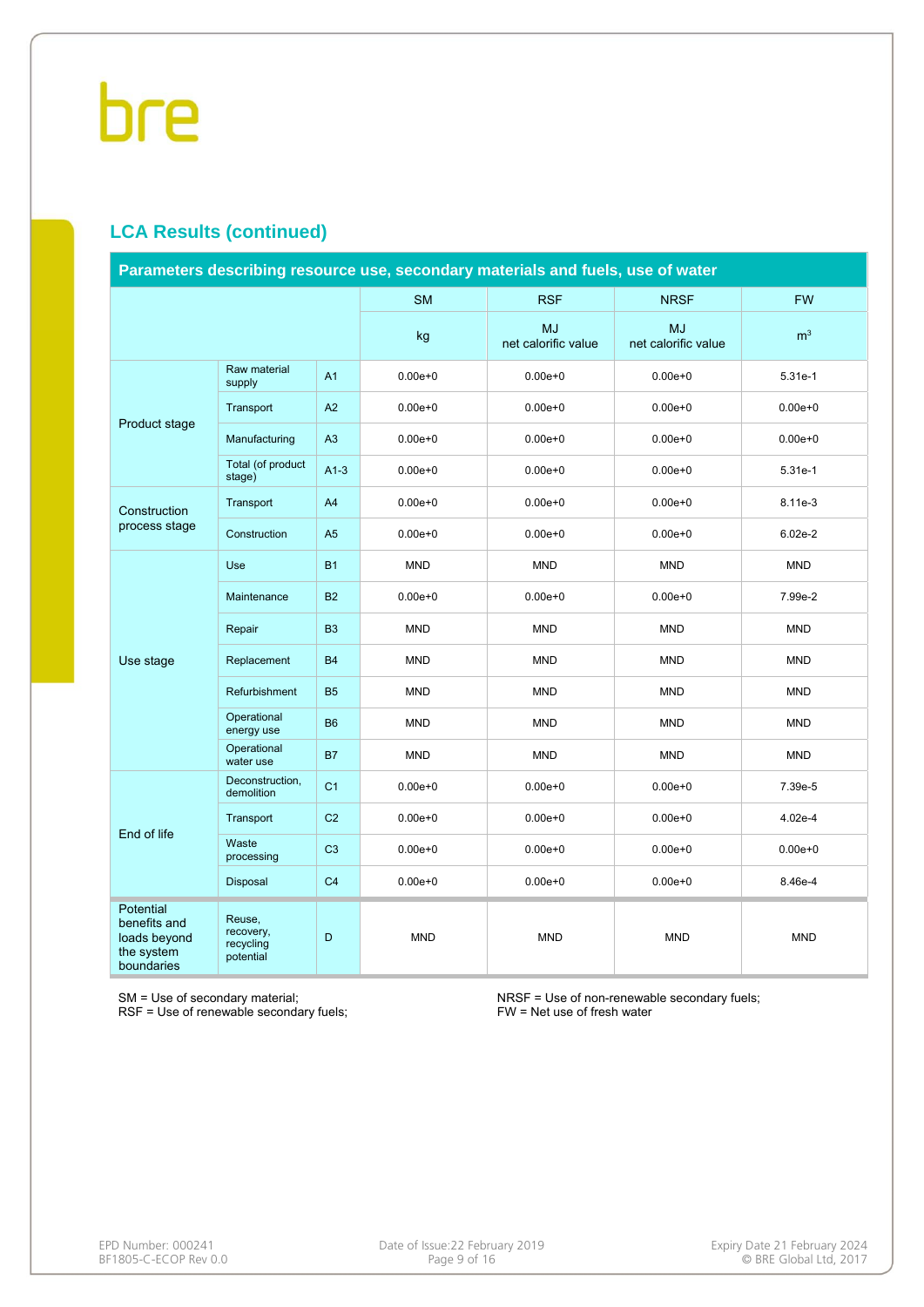## LCA Results (continued)

| Parameters describing resource use, secondary materials and fuels, use of water | | | | | | |
|---|---|---|---|---|---|---|
| | | | SM | RSF | NRSF | FW |
| | | | kg | MJ net calorific value | MJ net calorific value | $m^3$ |
| Product stage | Raw material supply | A1 | 0.00e+0 | 0.00e+0 | 0.00e+0 | 5.31e-1 |
| | Transport | A2 | 0.00e+0 | 0.00e+0 | 0.00e+0 | 0.00e+0 |
| | Manufacturing | A3 | 0.00e+0 | 0.00e+0 | 0.00e+0 | 0.00e+0 |
| | Total (of product stage) | A1-3 | 0.00e+0 | 0.00e+0 | 0.00e+0 | 5.31e-1 |
| Construction process stage | Transport | A4 | 0.00e+0 | 0.00e+0 | 0.00e+0 | 8.11e-3 |
| | Construction | A5 | 0.00e+0 | 0.00e+0 | 0.00e+0 | 6.02e-2 |
| Use stage | Use | B1 | MND | MND | MND | MND |
| | Maintenance | B2 | 0.00e+0 | 0.00e+0 | 0.00e+0 | 7.99e-2 |
| | Repair | B3 | MND | MND | MND | MND |
| | Replacement | B4 | MND | MND | MND | MND |
| | Refurbishment | B5 | MND | MND | MND | MND |
| | Operational energy use | B6 | MND | MND | MND | MND |
| | Operational water use | B7 | MND | MND | MND | MND |
| End of life | Deconstruction, demolition | C1 | 0.00e+0 | 0.00e+0 | 0.00e+0 | 7.39e-5 |
| | Transport | C2 | 0.00e+0 | 0.00e+0 | 0.00e+0 | 4.02e-4 |
| | Waste processing | C3 | 0.00e+0 | 0.00e+0 | 0.00e+0 | 0.00e+0 |
| | Disposal | C4 | 0.00e+0 | 0.00e+0 | 0.00e+0 | 8.46e-4 |
| Potential benefits and loads beyond the system boundaries | Reuse, recovery, recycling potential | D | MND | MND | MND | MND |

SM = Use of secondary material;
RSF = Use of renewable secondary fuels;
NRSF = Use of non-renewable secondary fuels;
FW = Net use of fresh water

EPD Number: 000241
BF1805-C-ECOP Rev 0.0

Date of Issue:22 February 2019

Expiry Date 21 February 2024
© BRE Global Ltd, 2017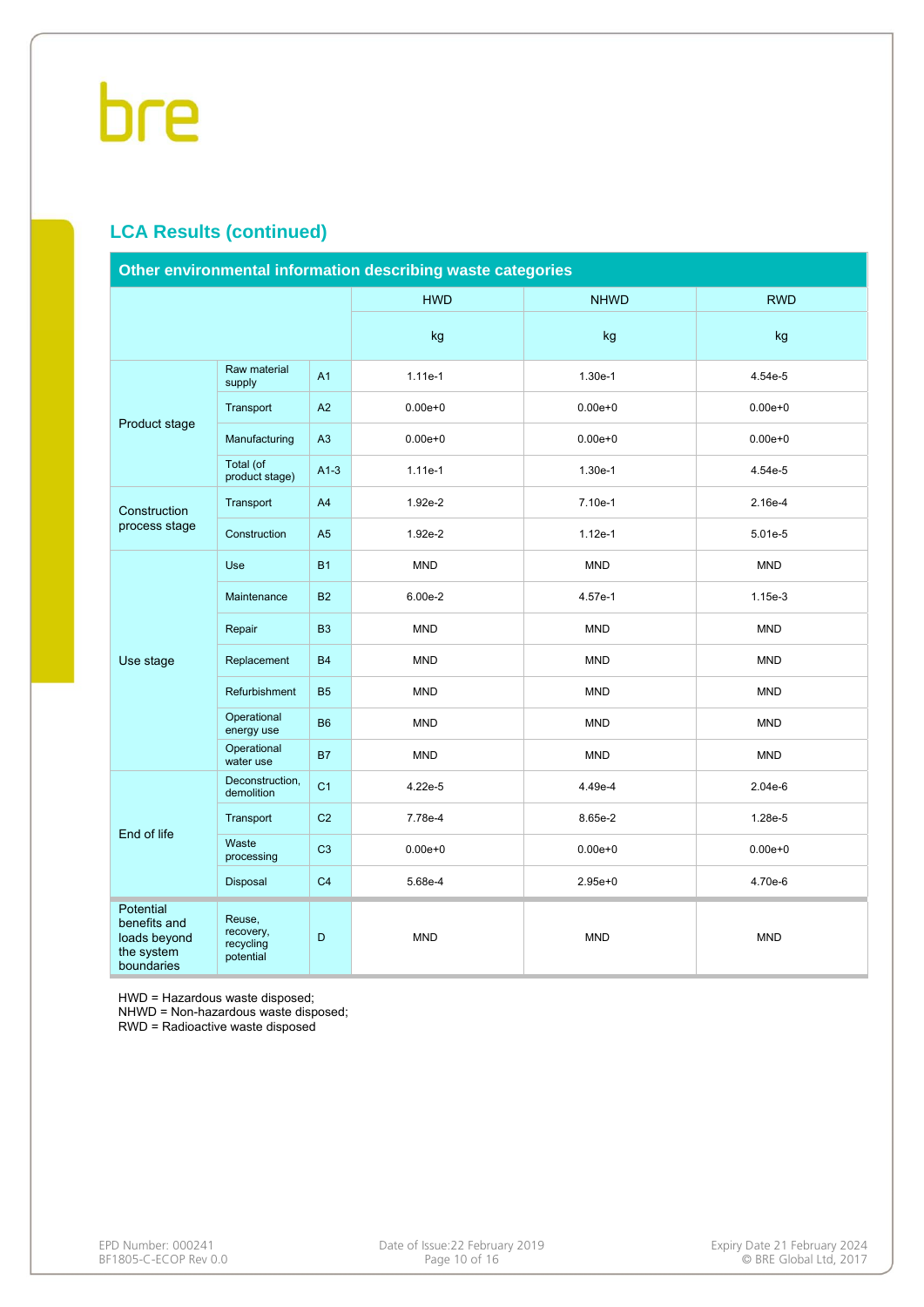## LCA Results (continued)

| Other environmental information describing waste categories | | | | | |
|---|---|---|---|---|---|
| | | | HWD | NHWD | RWD |
| | | | kg | kg | kg |
| Product stage | Raw material supply | A1 | 1.11e-1 | 1.30e-1 | 4.54e-5 |
| | Transport | A2 | 0.00e+0 | 0.00e+0 | 0.00e+0 |
| | Manufacturing | A3 | 0.00e+0 | 0.00e+0 | 0.00e+0 |
| | Total (of product stage) | A1-3 | 1.11e-1 | 1.30e-1 | 4.54e-5 |
| Construction process stage | Transport | A4 | 1.92e-2 | 7.10e-1 | 2.16e-4 |
| | Construction | A5 | 1.92e-2 | 1.12e-1 | 5.01e-5 |
| Use stage | Use | B1 | MND | MND | MND |
| | Maintenance | B2 | 6.00e-2 | 4.57e-1 | 1.15e-3 |
| | Repair | B3 | MND | MND | MND |
| | Replacement | B4 | MND | MND | MND |
| | Refurbishment | B5 | MND | MND | MND |
| | Operational energy use | B6 | MND | MND | MND |
| | Operational water use | B7 | MND | MND | MND |
| End of life | Deconstruction, demolition | C1 | 4.22e-5 | 4.49e-4 | 2.04e-6 |
| | Transport | C2 | 7.78e-4 | 8.65e-2 | 1.28e-5 |
| | Waste processing | C3 | 0.00e+0 | 0.00e+0 | 0.00e+0 |
| | Disposal | C4 | 5.68e-4 | 2.95e+0 | 4.70e-6 |
| Potential benefits and loads beyond the system boundaries | Reuse, recovery, recycling potential | D | MND | MND | MND |

HWD = Hazardous waste disposed;
NHWD = Non-hazardous waste disposed;
RWD = Radioactive waste disposed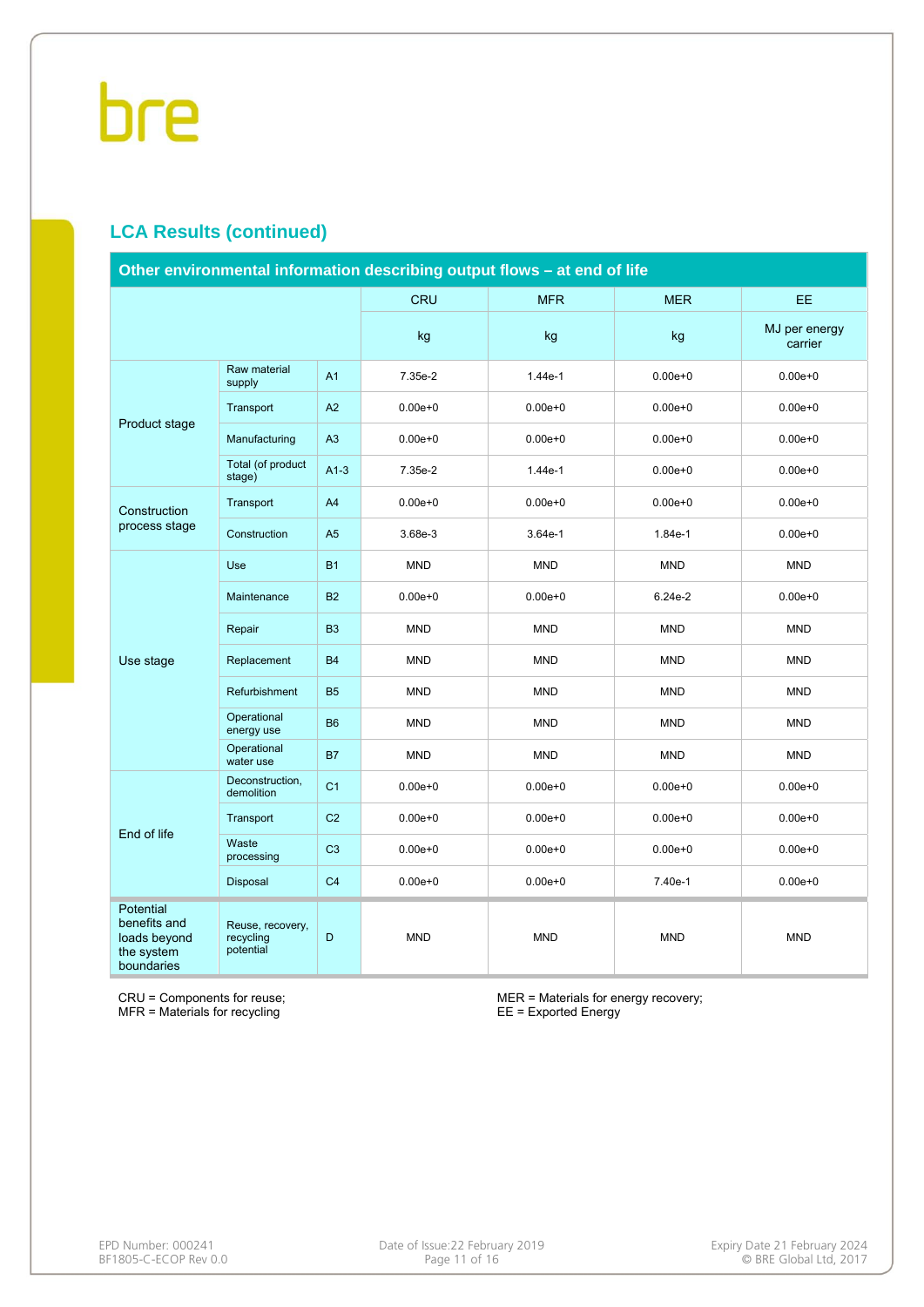## LCA Results (continued)

| Other environmental information describing output flows – at end of life | | | CRU | MFR | MER | EE |
|---|---|---|---|---|---|---|
| | | | kg | kg | kg | MJ per energy carrier |
| Product stage | Raw material supply | A1 | 7.35e-2 | 1.44e-1 | 0.00e+0 | 0.00e+0 |
| | Transport | A2 | 0.00e+0 | 0.00e+0 | 0.00e+0 | 0.00e+0 |
| | Manufacturing | A3 | 0.00e+0 | 0.00e+0 | 0.00e+0 | 0.00e+0 |
| | Total (of product stage) | A1-3 | 7.35e-2 | 1.44e-1 | 0.00e+0 | 0.00e+0 |
| Construction process stage | Transport | A4 | 0.00e+0 | 0.00e+0 | 0.00e+0 | 0.00e+0 |
| | Construction | A5 | 3.68e-3 | 3.64e-1 | 1.84e-1 | 0.00e+0 |
| Use stage | Use | B1 | MND | MND | MND | MND |
| | Maintenance | B2 | 0.00e+0 | 0.00e+0 | 6.24e-2 | 0.00e+0 |
| | Repair | B3 | MND | MND | MND | MND |
| | Replacement | B4 | MND | MND | MND | MND |
| | Refurbishment | B5 | MND | MND | MND | MND |
| | Operational energy use | B6 | MND | MND | MND | MND |
| | Operational water use | B7 | MND | MND | MND | MND |
| End of life | Deconstruction, demolition | C1 | 0.00e+0 | 0.00e+0 | 0.00e+0 | 0.00e+0 |
| | Transport | C2 | 0.00e+0 | 0.00e+0 | 0.00e+0 | 0.00e+0 |
| | Waste processing | C3 | 0.00e+0 | 0.00e+0 | 0.00e+0 | 0.00e+0 |
| | Disposal | C4 | 0.00e+0 | 0.00e+0 | 7.40e-1 | 0.00e+0 |
| Potential benefits and loads beyond the system boundaries | Reuse, recovery, recycling potential | D | MND | MND | MND | MND |

CRU = Components for reuse;
MFR = Materials for recycling

MER = Materials for energy recovery;
EE = Exported Energy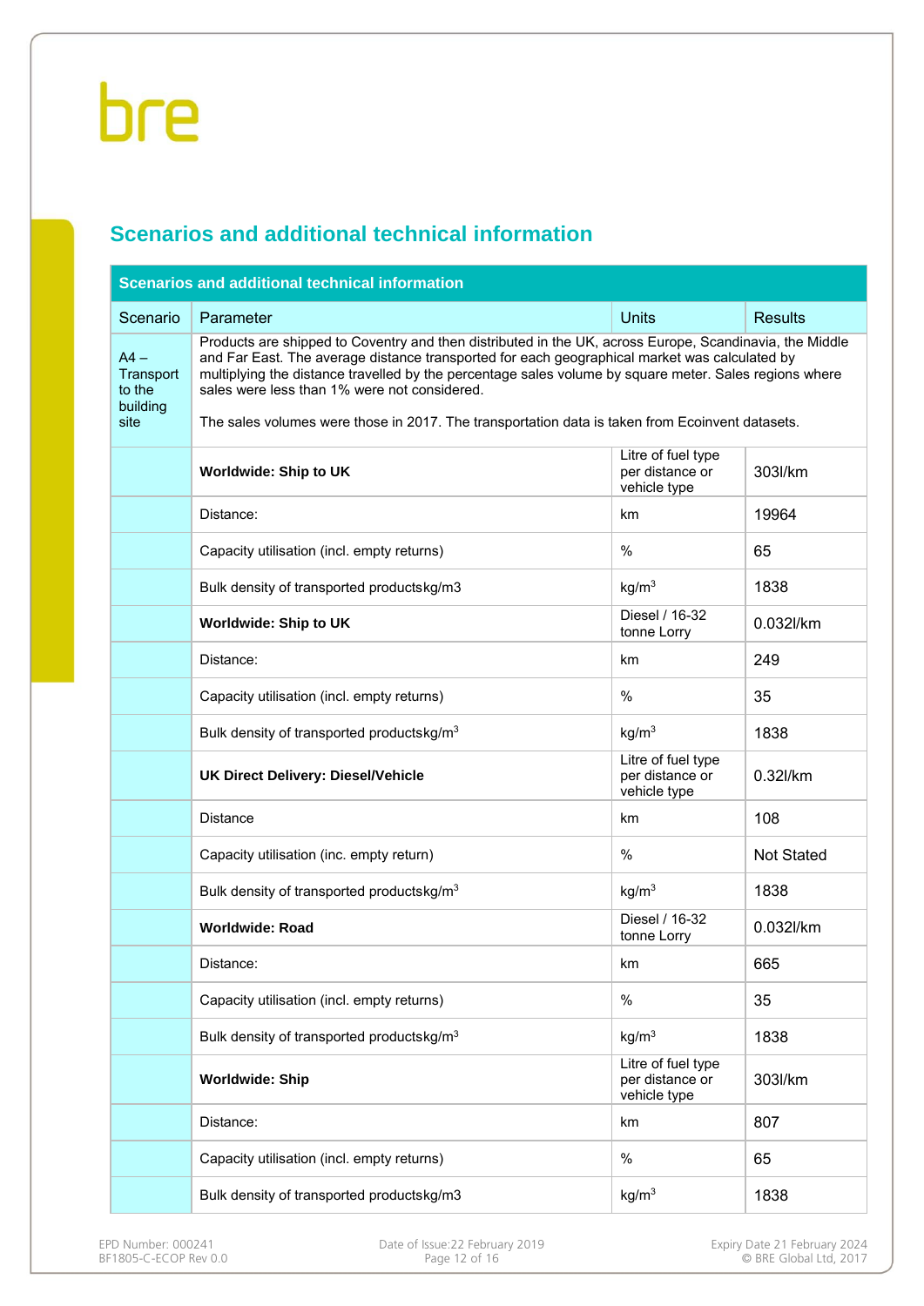## Scenarios and additional technical information

| Scenarios and additional technical information | | | |
|---|---|---|---|
| Scenario | Parameter | Units | Results |
| A4 – Transport to the building site | Products are shipped to Coventry and then distributed in the UK, across Europe, Scandinavia, the Middle and Far East. The average distance transported for each geographical market was calculated by multiplying the distance travelled by the percentage sales volume by square meter. Sales regions where sales were less than 1% were not considered.<br><br>The sales volumes were those in 2017. The transportation data is taken from Ecoinvent datasets. | | |
| | **Worldwide: Ship to UK** | Litre of fuel type per distance or vehicle type | 303l/km |
| | Distance: | km | 19964 |
| | Capacity utilisation (incl. empty returns) | % | 65 |
| | Bulk density of transported productskg/m3 | kg/m$^3$ | 1838 |
| | **Worldwide: Ship to UK** | Diesel / 16-32 tonne Lorry | 0.032l/km |
| | Distance: | km | 249 |
| | Capacity utilisation (incl. empty returns) | % | 35 |
| | Bulk density of transported productskg/m$^3$ | kg/m$^3$ | 1838 |
| | **UK Direct Delivery: Diesel/Vehicle** | Litre of fuel type per distance or vehicle type | 0.32l/km |
| | Distance | km | 108 |
| | Capacity utilisation (inc. empty return) | % | Not Stated |
| | Bulk density of transported productskg/m$^3$ | kg/m$^3$ | 1838 |
| | **Worldwide: Road** | Diesel / 16-32 tonne Lorry | 0.032l/km |
| | Distance: | km | 665 |
| | Capacity utilisation (incl. empty returns) | % | 35 |
| | Bulk density of transported productskg/m$^3$ | kg/m$^3$ | 1838 |
| | **Worldwide: Ship** | Litre of fuel type per distance or vehicle type | 303l/km |
| | Distance: | km | 807 |
| | Capacity utilisation (incl. empty returns) | % | 65 |
| | Bulk density of transported productskg/m3 | kg/m$^3$ | 1838 |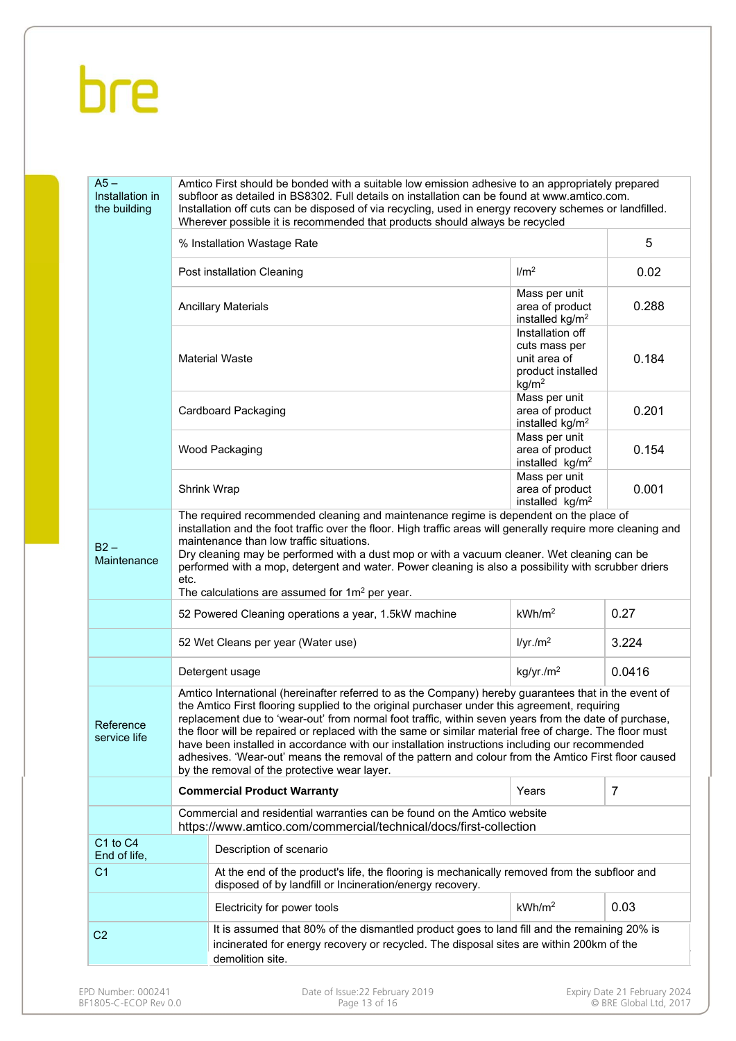| | | | |
|---|---|---|---|
| A5 – Installation in the building | Amtico First should be bonded with a suitable low emission adhesive to an appropriately prepared subfloor as detailed in BS8302. Full details on installation can be found at www.amtico.com. Installation off cuts can be disposed of via recycling, used in energy recovery schemes or landfilled. Wherever possible it is recommended that products should always be recycled | | |
| | % Installation Wastage Rate | | 5 |
| | Post installation Cleaning | l/m$^2$ | 0.02 |
| | Ancillary Materials | Mass per unit area of product installed kg/m$^2$ | 0.288 |
| | Material Waste | Installation off cuts mass per unit area of product installed kg/m$^2$ | 0.184 |
| | Cardboard Packaging | Mass per unit area of product installed kg/m$^2$ | 0.201 |
| | Wood Packaging | Mass per unit area of product installed kg/m$^2$ | 0.154 |
| | Shrink Wrap | Mass per unit area of product installed kg/m$^2$ | 0.001 |
| B2 – Maintenance | The required recommended cleaning and maintenance regime is dependent on the place of installation and the foot traffic over the floor. High traffic areas will generally require more cleaning and maintenance than low traffic situations. Dry cleaning may be performed with a dust mop or with a vacuum cleaner. Wet cleaning can be performed with a mop, detergent and water. Power cleaning is also a possibility with scrubber driers etc. The calculations are assumed for 1m$^2$ per year. | | |
| | 52 Powered Cleaning operations a year, 1.5kW machine | kWh/m$^2$ | 0.27 |
| | 52 Wet Cleans per year (Water use) | l/yr./m$^2$ | 3.224 |
| | Detergent usage | kg/yr./m$^2$ | 0.0416 |
| Reference service life | Amtico International (hereinafter referred to as the Company) hereby guarantees that in the event of the Amtico First flooring supplied to the original purchaser under this agreement, requiring replacement due to 'wear-out' from normal foot traffic, within seven years from the date of purchase, the floor will be repaired or replaced with the same or similar material free of charge. The floor must have been installed in accordance with our installation instructions including our recommended adhesives. 'Wear-out' means the removal of the pattern and colour from the Amtico First floor caused by the removal of the protective wear layer. | | |
| | **Commercial Product Warranty** | Years | 7 |
| | Commercial and residential warranties can be found on the Amtico website https://www.amtico.com/commercial/technical/docs/first-collection | | |
| C1 to C4 End of life, | Description of scenario | | |
| C1 | At the end of the product's life, the flooring is mechanically removed from the subfloor and disposed of by landfill or Incineration/energy recovery. | | |
| | Electricity for power tools | kWh/m$^2$ | 0.03 |
| C2 | It is assumed that 80% of the dismantled product goes to land fill and the remaining 20% is incinerated for energy recovery or recycled. The disposal sites are within 200km of the demolition site. | | |

EPD Number: 000241
BF1805-C-ECOP Rev 0.0

Date of Issue:22 February 2019

Expiry Date 21 February 2024
© BRE Global Ltd, 2017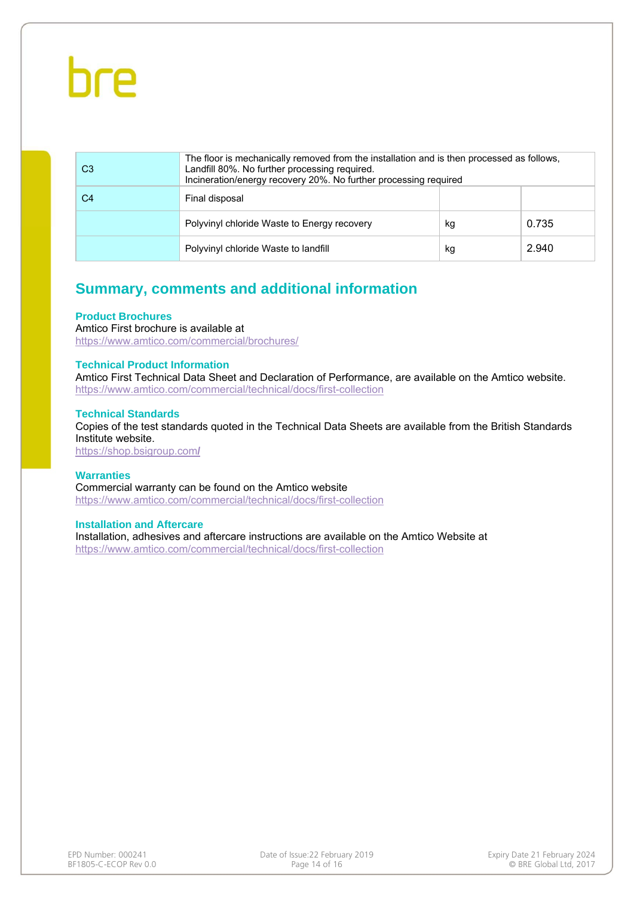| | | | |
|---|---|---|---|
| C3 | The floor is mechanically removed from the installation and is then processed as follows, Landfill 80%. No further processing required. Incineration/energy recovery 20%. No further processing required | | |
| C4 | Final disposal | | |
| | Polyvinyl chloride Waste to Energy recovery | kg | 0.735 |
| | Polyvinyl chloride Waste to landfill | kg | 2.940 |

## Summary, comments and additional information

### Product Brochures

Amtico First brochure is available at
https://www.amtico.com/commercial/brochures/

### Technical Product Information

Amtico First Technical Data Sheet and Declaration of Performance, are available on the Amtico website.
https://www.amtico.com/commercial/technical/docs/first-collection

### Technical Standards

Copies of the test standards quoted in the Technical Data Sheets are available from the British Standards Institute website.
https://shop.bsigroup.com/

### Warranties

Commercial warranty can be found on the Amtico website
https://www.amtico.com/commercial/technical/docs/first-collection

### Installation and Aftercare

Installation, adhesives and aftercare instructions are available on the Amtico Website at
https://www.amtico.com/commercial/technical/docs/first-collection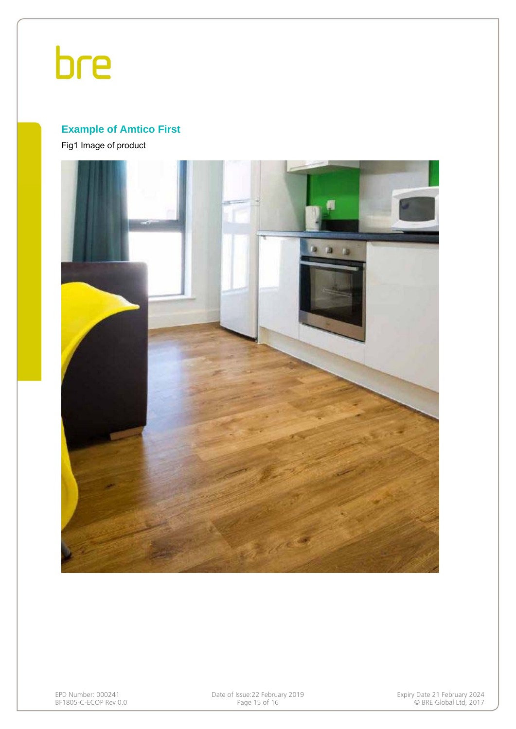## Example of Amtico First

Fig1 Image of product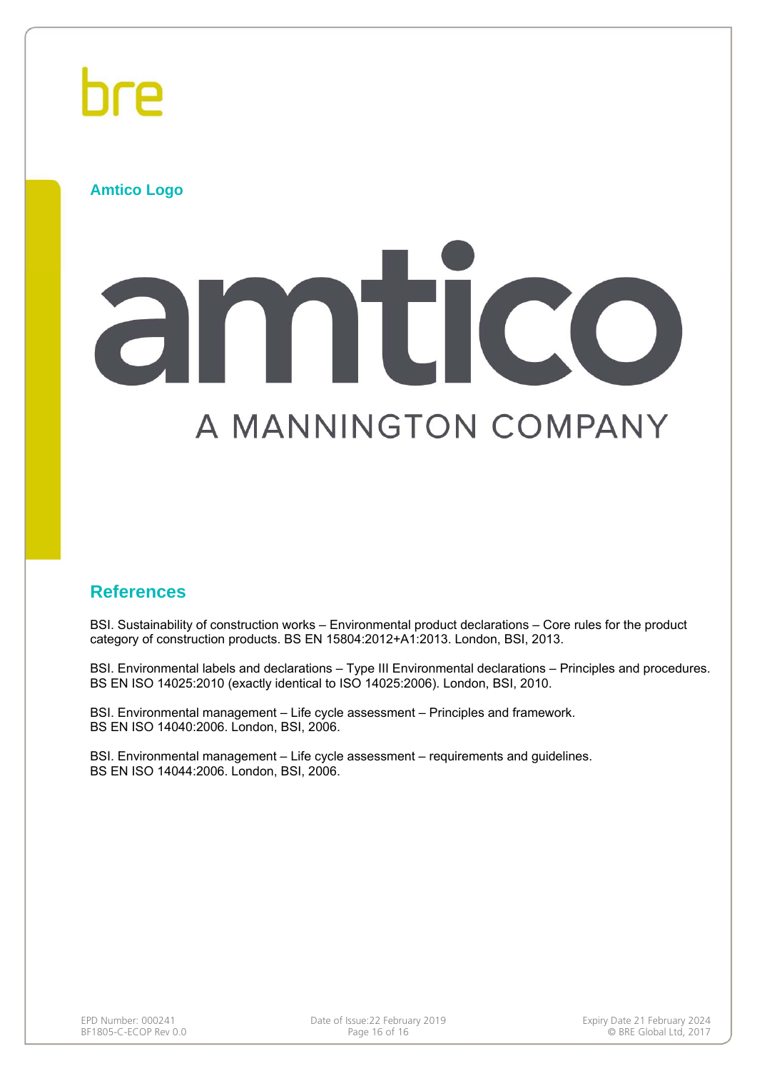## Amtico Logo

amtico

A MANNINGTON COMPANY

## References

BSI. Sustainability of construction works – Environmental product declarations – Core rules for the product category of construction products. BS EN 15804:2012+A1:2013. London, BSI, 2013.

BSI. Environmental labels and declarations – Type III Environmental declarations – Principles and procedures. BS EN ISO 14025:2010 (exactly identical to ISO 14025:2006). London, BSI, 2010.

BSI. Environmental management – Life cycle assessment – Principles and framework. BS EN ISO 14040:2006. London, BSI, 2006.

BSI. Environmental management – Life cycle assessment – requirements and guidelines. BS EN ISO 14044:2006. London, BSI, 2006.